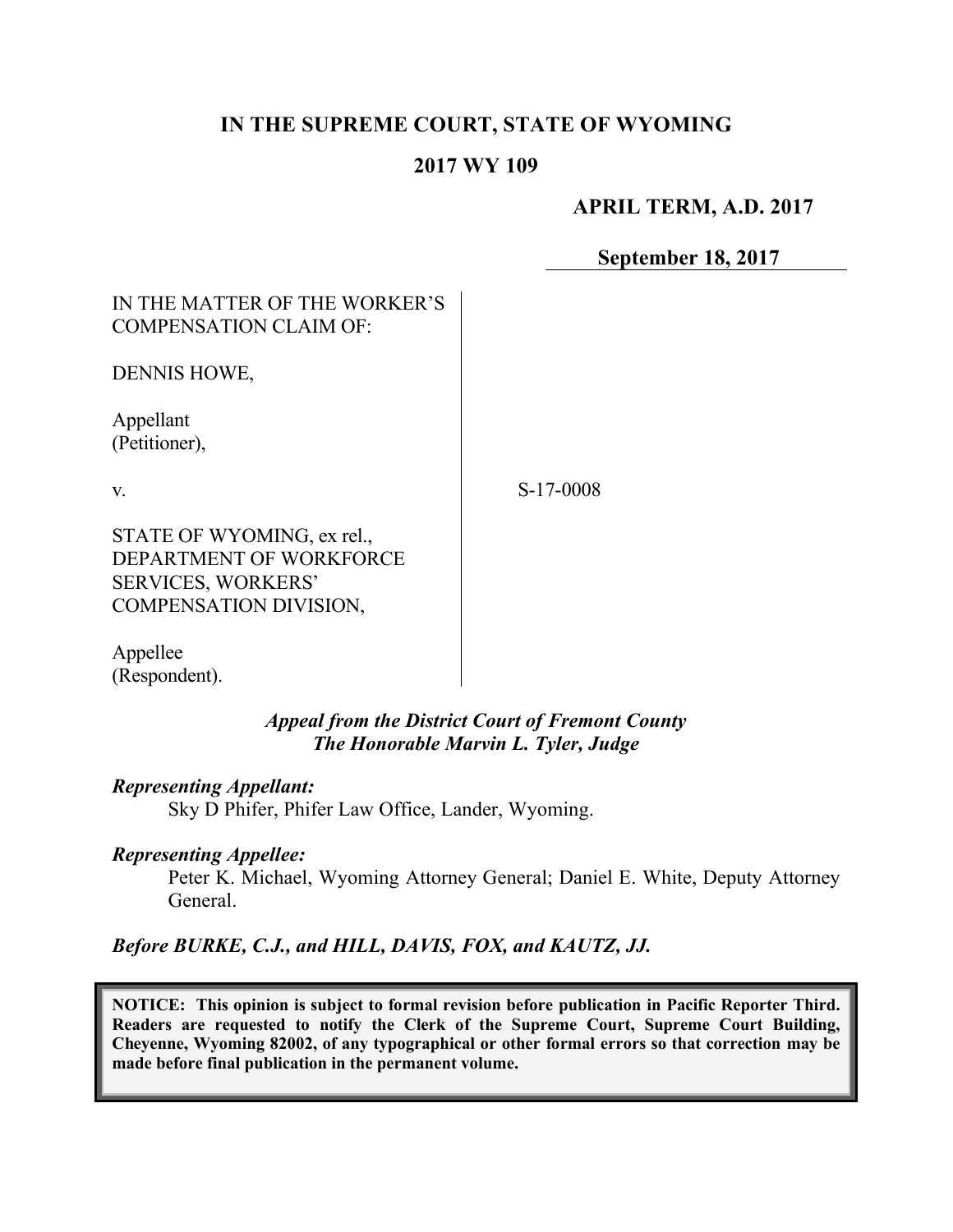# IN THE SUPREME COURT, STATE OF WYOMING

## 2017 WY 109

**APRIL TERM, A.D. 2017**

**September 18, 2017**

IN THE MATTER OF THE WORKER'S COMPENSATION CLAIM OF:

DENNIS HOWE,

Appellant
(Petitioner),

v.

STATE OF WYOMING, ex rel., DEPARTMENT OF WORKFORCE SERVICES, WORKERS' COMPENSATION DIVISION,

Appellee
(Respondent).

S-17-0008

*Appeal from the District Court of Fremont County*
*The Honorable Marvin L. Tyler, Judge*

***Representing Appellant:***

Sky D Phifer, Phifer Law Office, Lander, Wyoming.

***Representing Appellee:***

Peter K. Michael, Wyoming Attorney General; Daniel E. White, Deputy Attorney General.

***Before BURKE, C.J., and HILL, DAVIS, FOX, and KAUTZ, JJ.***

**NOTICE: This opinion is subject to formal revision before publication in Pacific Reporter Third. Readers are requested to notify the Clerk of the Supreme Court, Supreme Court Building, Cheyenne, Wyoming 82002, of any typographical or other formal errors so that correction may be made before final publication in the permanent volume.**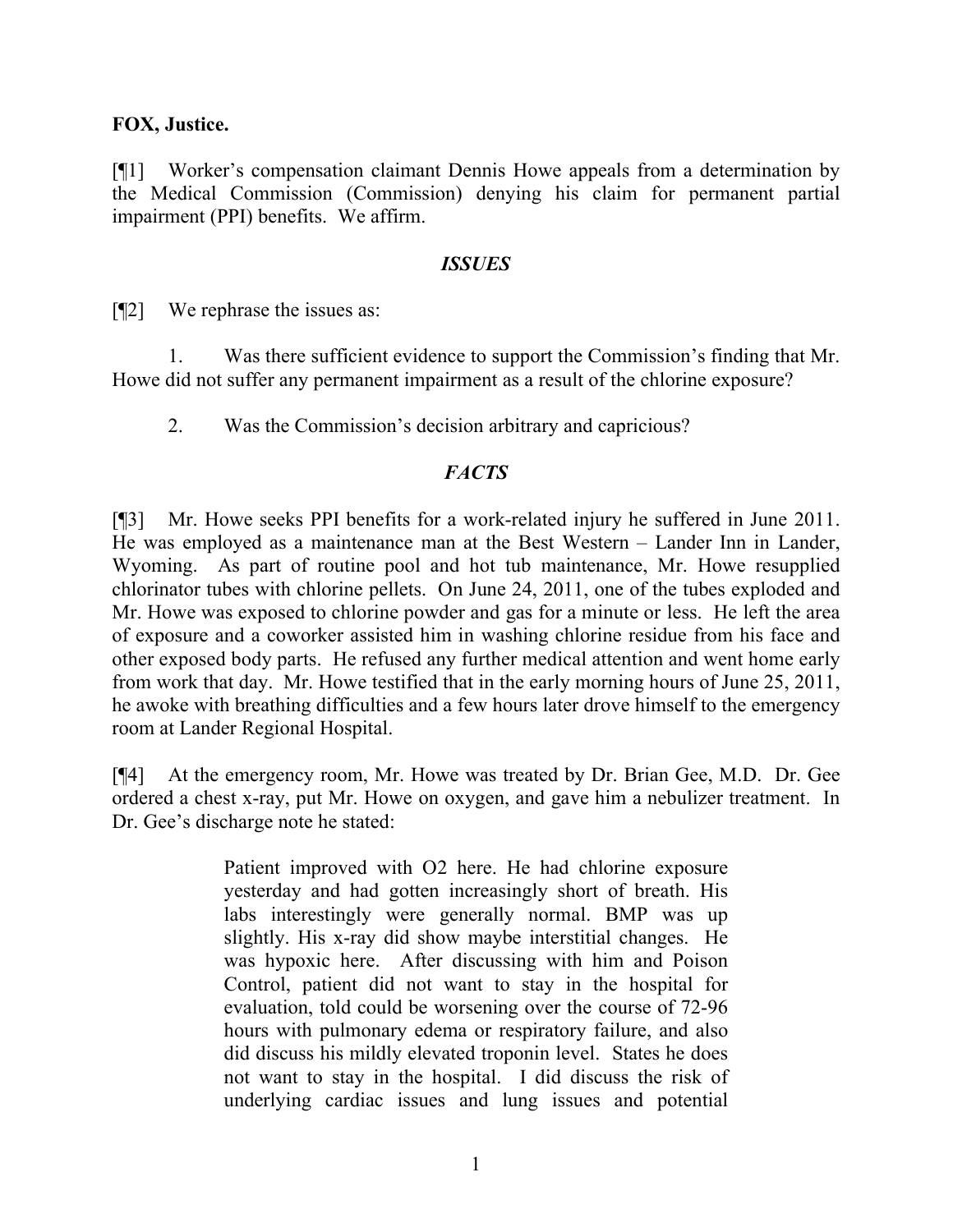**FOX, Justice.**

[¶1] Worker's compensation claimant Dennis Howe appeals from a determination by the Medical Commission (Commission) denying his claim for permanent partial impairment (PPI) benefits. We affirm.

## *ISSUES*

[¶2] We rephrase the issues as:

1. Was there sufficient evidence to support the Commission's finding that Mr. Howe did not suffer any permanent impairment as a result of the chlorine exposure?

2. Was the Commission's decision arbitrary and capricious?

## *FACTS*

[¶3] Mr. Howe seeks PPI benefits for a work-related injury he suffered in June 2011. He was employed as a maintenance man at the Best Western – Lander Inn in Lander, Wyoming. As part of routine pool and hot tub maintenance, Mr. Howe resupplied chlorinator tubes with chlorine pellets. On June 24, 2011, one of the tubes exploded and Mr. Howe was exposed to chlorine powder and gas for a minute or less. He left the area of exposure and a coworker assisted him in washing chlorine residue from his face and other exposed body parts. He refused any further medical attention and went home early from work that day. Mr. Howe testified that in the early morning hours of June 25, 2011, he awoke with breathing difficulties and a few hours later drove himself to the emergency room at Lander Regional Hospital.

[¶4] At the emergency room, Mr. Howe was treated by Dr. Brian Gee, M.D. Dr. Gee ordered a chest x-ray, put Mr. Howe on oxygen, and gave him a nebulizer treatment. In Dr. Gee's discharge note he stated:

> Patient improved with O2 here. He had chlorine exposure yesterday and had gotten increasingly short of breath. His labs interestingly were generally normal. BMP was up slightly. His x-ray did show maybe interstitial changes. He was hypoxic here. After discussing with him and Poison Control, patient did not want to stay in the hospital for evaluation, told could be worsening over the course of 72-96 hours with pulmonary edema or respiratory failure, and also did discuss his mildly elevated troponin level. States he does not want to stay in the hospital. I did discuss the risk of underlying cardiac issues and lung issues and potential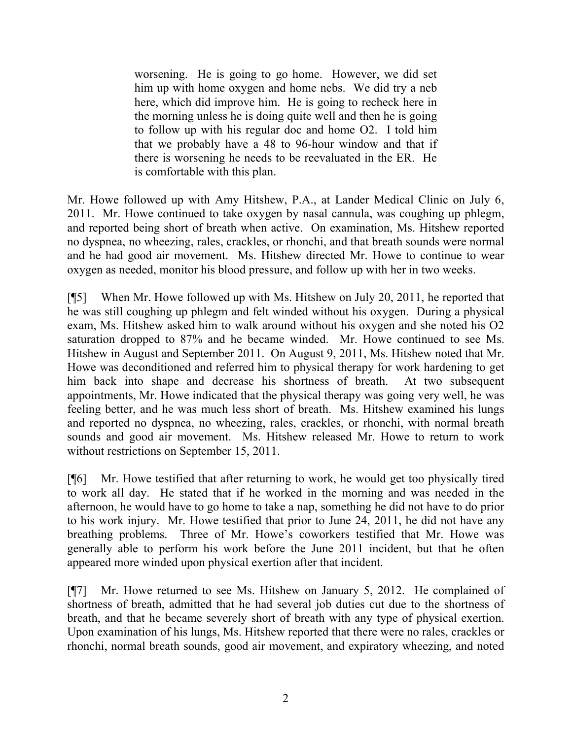> worsening. He is going to go home. However, we did set him up with home oxygen and home nebs. We did try a neb here, which did improve him. He is going to recheck here in the morning unless he is doing quite well and then he is going to follow up with his regular doc and home O2. I told him that we probably have a 48 to 96-hour window and that if there is worsening he needs to be reevaluated in the ER. He is comfortable with this plan.

Mr. Howe followed up with Amy Hitshew, P.A., at Lander Medical Clinic on July 6, 2011. Mr. Howe continued to take oxygen by nasal cannula, was coughing up phlegm, and reported being short of breath when active. On examination, Ms. Hitshew reported no dyspnea, no wheezing, rales, crackles, or rhonchi, and that breath sounds were normal and he had good air movement. Ms. Hitshew directed Mr. Howe to continue to wear oxygen as needed, monitor his blood pressure, and follow up with her in two weeks.

[¶5] When Mr. Howe followed up with Ms. Hitshew on July 20, 2011, he reported that he was still coughing up phlegm and felt winded without his oxygen. During a physical exam, Ms. Hitshew asked him to walk around without his oxygen and she noted his O2 saturation dropped to 87% and he became winded. Mr. Howe continued to see Ms. Hitshew in August and September 2011. On August 9, 2011, Ms. Hitshew noted that Mr. Howe was deconditioned and referred him to physical therapy for work hardening to get him back into shape and decrease his shortness of breath. At two subsequent appointments, Mr. Howe indicated that the physical therapy was going very well, he was feeling better, and he was much less short of breath. Ms. Hitshew examined his lungs and reported no dyspnea, no wheezing, rales, crackles, or rhonchi, with normal breath sounds and good air movement. Ms. Hitshew released Mr. Howe to return to work without restrictions on September 15, 2011.

[¶6] Mr. Howe testified that after returning to work, he would get too physically tired to work all day. He stated that if he worked in the morning and was needed in the afternoon, he would have to go home to take a nap, something he did not have to do prior to his work injury. Mr. Howe testified that prior to June 24, 2011, he did not have any breathing problems. Three of Mr. Howe's coworkers testified that Mr. Howe was generally able to perform his work before the June 2011 incident, but that he often appeared more winded upon physical exertion after that incident.

[¶7] Mr. Howe returned to see Ms. Hitshew on January 5, 2012. He complained of shortness of breath, admitted that he had several job duties cut due to the shortness of breath, and that he became severely short of breath with any type of physical exertion. Upon examination of his lungs, Ms. Hitshew reported that there were no rales, crackles or rhonchi, normal breath sounds, good air movement, and expiratory wheezing, and noted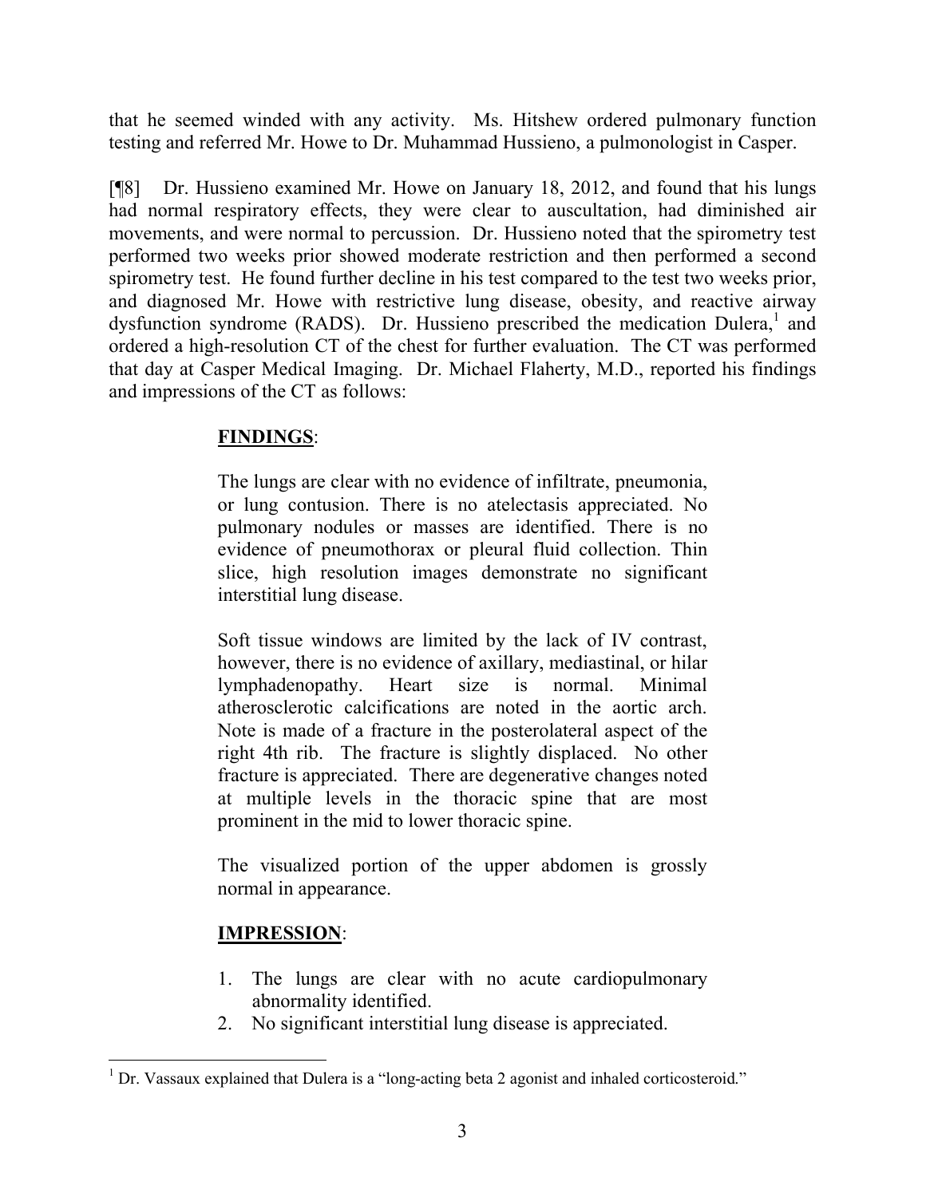that he seemed winded with any activity. Ms. Hitshew ordered pulmonary function testing and referred Mr. Howe to Dr. Muhammad Hussieno, a pulmonologist in Casper.

[¶8] Dr. Hussieno examined Mr. Howe on January 18, 2012, and found that his lungs had normal respiratory effects, they were clear to auscultation, had diminished air movements, and were normal to percussion. Dr. Hussieno noted that the spirometry test performed two weeks prior showed moderate restriction and then performed a second spirometry test. He found further decline in his test compared to the test two weeks prior, and diagnosed Mr. Howe with restrictive lung disease, obesity, and reactive airway dysfunction syndrome (RADS). Dr. Hussieno prescribed the medication Dulera,[1] and ordered a high-resolution CT of the chest for further evaluation. The CT was performed that day at Casper Medical Imaging. Dr. Michael Flaherty, M.D., reported his findings and impressions of the CT as follows:

> **FINDINGS**:
>
> The lungs are clear with no evidence of infiltrate, pneumonia, or lung contusion. There is no atelectasis appreciated. No pulmonary nodules or masses are identified. There is no evidence of pneumothorax or pleural fluid collection. Thin slice, high resolution images demonstrate no significant interstitial lung disease.
>
> Soft tissue windows are limited by the lack of IV contrast, however, there is no evidence of axillary, mediastinal, or hilar lymphadenopathy. Heart size is normal. Minimal atherosclerotic calcifications are noted in the aortic arch. Note is made of a fracture in the posterolateral aspect of the right 4th rib. The fracture is slightly displaced. No other fracture is appreciated. There are degenerative changes noted at multiple levels in the thoracic spine that are most prominent in the mid to lower thoracic spine.
>
> The visualized portion of the upper abdomen is grossly normal in appearance.
>
> **IMPRESSION**:
>
> 1. The lungs are clear with no acute cardiopulmonary abnormality identified.
> 2. No significant interstitial lung disease is appreciated.

---

[1] Dr. Vassaux explained that Dulera is a "long-acting beta 2 agonist and inhaled corticosteroid."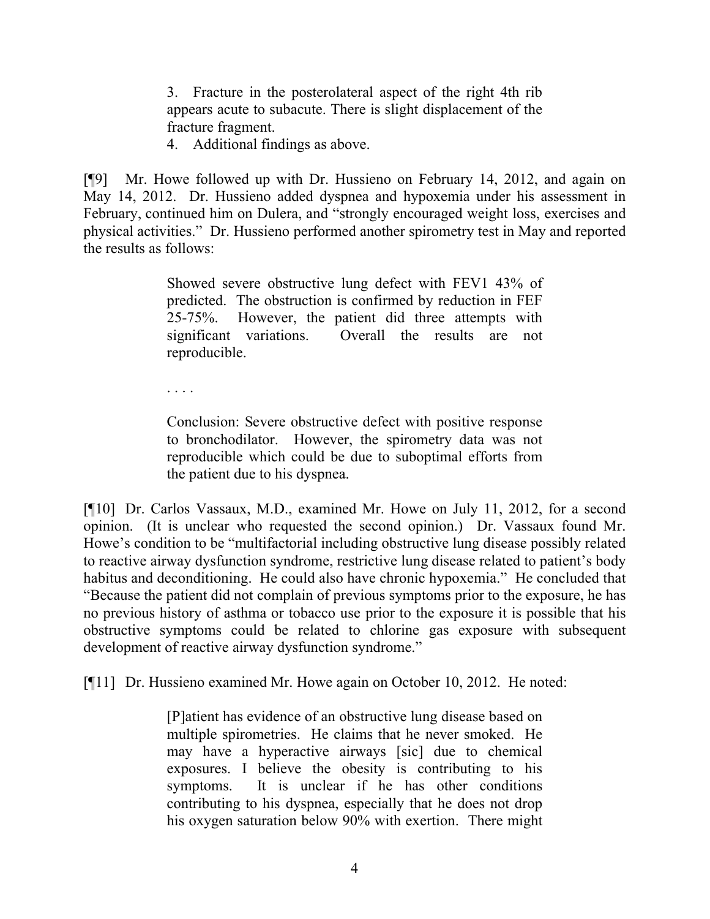> 3. Fracture in the posterolateral aspect of the right 4th rib appears acute to subacute. There is slight displacement of the fracture fragment.
> 4. Additional findings as above.

[¶9] Mr. Howe followed up with Dr. Hussieno on February 14, 2012, and again on May 14, 2012. Dr. Hussieno added dyspnea and hypoxemia under his assessment in February, continued him on Dulera, and "strongly encouraged weight loss, exercises and physical activities." Dr. Hussieno performed another spirometry test in May and reported the results as follows:

> Showed severe obstructive lung defect with FEV1 43% of predicted. The obstruction is confirmed by reduction in FEF 25-75%. However, the patient did three attempts with significant variations. Overall the results are not reproducible.
>
> . . . .
>
> Conclusion: Severe obstructive defect with positive response to bronchodilator. However, the spirometry data was not reproducible which could be due to suboptimal efforts from the patient due to his dyspnea.

[¶10] Dr. Carlos Vassaux, M.D., examined Mr. Howe on July 11, 2012, for a second opinion. (It is unclear who requested the second opinion.) Dr. Vassaux found Mr. Howe's condition to be "multifactorial including obstructive lung disease possibly related to reactive airway dysfunction syndrome, restrictive lung disease related to patient's body habitus and deconditioning. He could also have chronic hypoxemia." He concluded that "Because the patient did not complain of previous symptoms prior to the exposure, he has no previous history of asthma or tobacco use prior to the exposure it is possible that his obstructive symptoms could be related to chlorine gas exposure with subsequent development of reactive airway dysfunction syndrome."

[¶11] Dr. Hussieno examined Mr. Howe again on October 10, 2012. He noted:

> [P]atient has evidence of an obstructive lung disease based on multiple spirometries. He claims that he never smoked. He may have a hyperactive airways [sic] due to chemical exposures. I believe the obesity is contributing to his symptoms. It is unclear if he has other conditions contributing to his dyspnea, especially that he does not drop his oxygen saturation below 90% with exertion. There might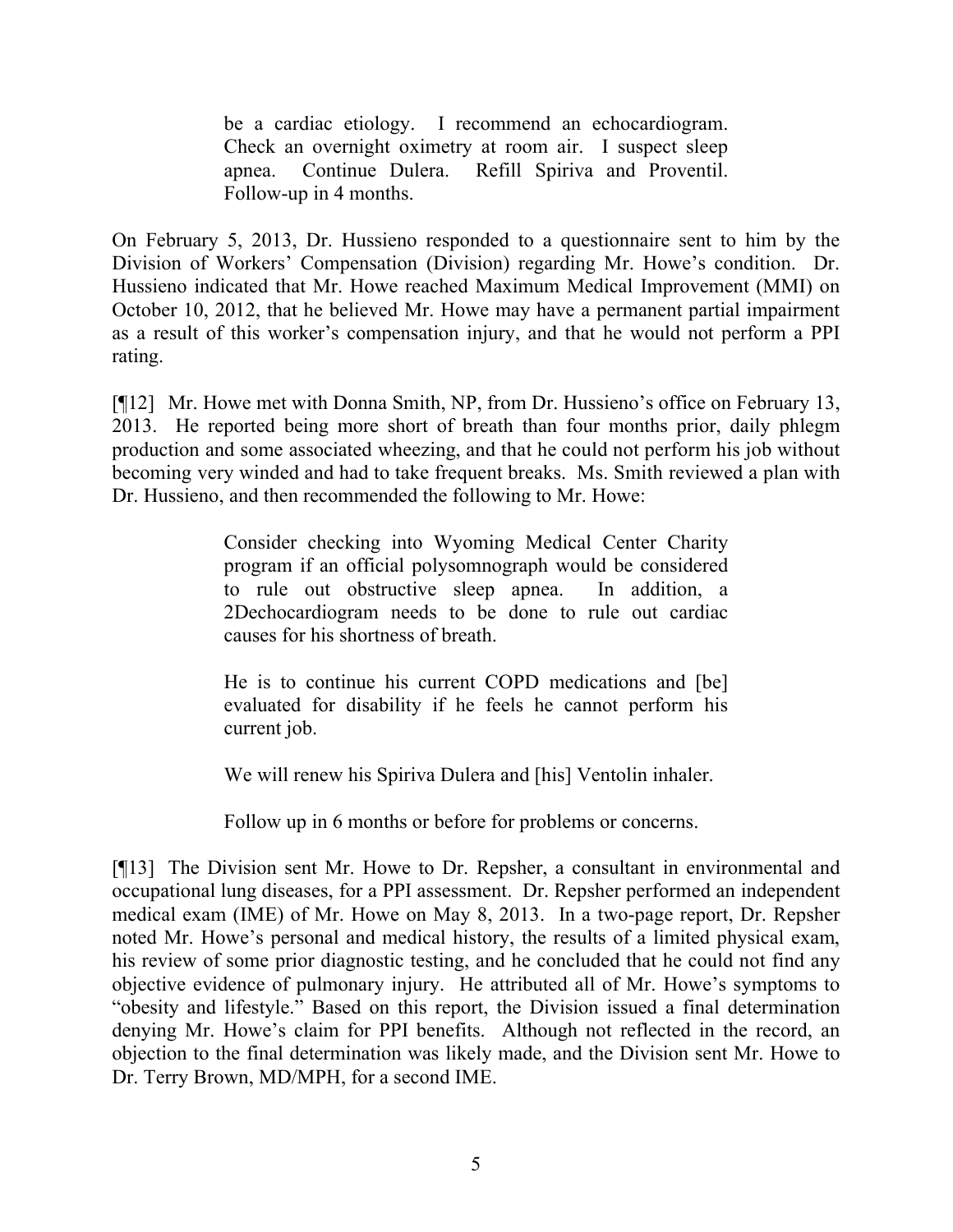> be a cardiac etiology. I recommend an echocardiogram. Check an overnight oximetry at room air. I suspect sleep apnea. Continue Dulera. Refill Spiriva and Proventil. Follow-up in 4 months.

On February 5, 2013, Dr. Hussieno responded to a questionnaire sent to him by the Division of Workers' Compensation (Division) regarding Mr. Howe's condition. Dr. Hussieno indicated that Mr. Howe reached Maximum Medical Improvement (MMI) on October 10, 2012, that he believed Mr. Howe may have a permanent partial impairment as a result of this worker's compensation injury, and that he would not perform a PPI rating.

[¶12] Mr. Howe met with Donna Smith, NP, from Dr. Hussieno's office on February 13, 2013. He reported being more short of breath than four months prior, daily phlegm production and some associated wheezing, and that he could not perform his job without becoming very winded and had to take frequent breaks. Ms. Smith reviewed a plan with Dr. Hussieno, and then recommended the following to Mr. Howe:

> Consider checking into Wyoming Medical Center Charity program if an official polysomnograph would be considered to rule out obstructive sleep apnea. In addition, a 2Dechocardiogram needs to be done to rule out cardiac causes for his shortness of breath.
>
> He is to continue his current COPD medications and [be] evaluated for disability if he feels he cannot perform his current job.
>
> We will renew his Spiriva Dulera and [his] Ventolin inhaler.
>
> Follow up in 6 months or before for problems or concerns.

[¶13] The Division sent Mr. Howe to Dr. Repsher, a consultant in environmental and occupational lung diseases, for a PPI assessment. Dr. Repsher performed an independent medical exam (IME) of Mr. Howe on May 8, 2013. In a two-page report, Dr. Repsher noted Mr. Howe's personal and medical history, the results of a limited physical exam, his review of some prior diagnostic testing, and he concluded that he could not find any objective evidence of pulmonary injury. He attributed all of Mr. Howe's symptoms to "obesity and lifestyle." Based on this report, the Division issued a final determination denying Mr. Howe's claim for PPI benefits. Although not reflected in the record, an objection to the final determination was likely made, and the Division sent Mr. Howe to Dr. Terry Brown, MD/MPH, for a second IME.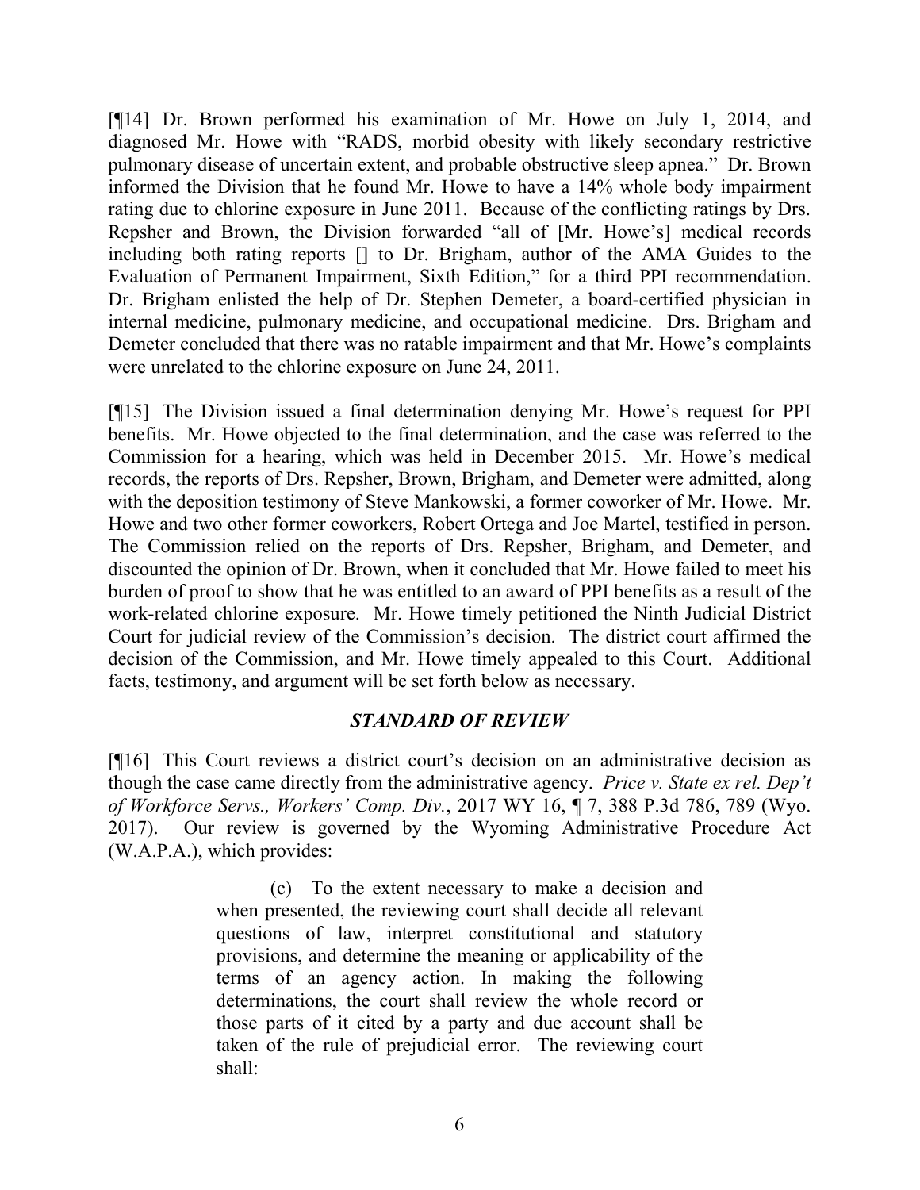[¶14] Dr. Brown performed his examination of Mr. Howe on July 1, 2014, and diagnosed Mr. Howe with "RADS, morbid obesity with likely secondary restrictive pulmonary disease of uncertain extent, and probable obstructive sleep apnea." Dr. Brown informed the Division that he found Mr. Howe to have a 14% whole body impairment rating due to chlorine exposure in June 2011. Because of the conflicting ratings by Drs. Repsher and Brown, the Division forwarded "all of [Mr. Howe's] medical records including both rating reports [] to Dr. Brigham, author of the AMA Guides to the Evaluation of Permanent Impairment, Sixth Edition," for a third PPI recommendation. Dr. Brigham enlisted the help of Dr. Stephen Demeter, a board-certified physician in internal medicine, pulmonary medicine, and occupational medicine. Drs. Brigham and Demeter concluded that there was no ratable impairment and that Mr. Howe's complaints were unrelated to the chlorine exposure on June 24, 2011.

[¶15] The Division issued a final determination denying Mr. Howe's request for PPI benefits. Mr. Howe objected to the final determination, and the case was referred to the Commission for a hearing, which was held in December 2015. Mr. Howe's medical records, the reports of Drs. Repsher, Brown, Brigham, and Demeter were admitted, along with the deposition testimony of Steve Mankowski, a former coworker of Mr. Howe. Mr. Howe and two other former coworkers, Robert Ortega and Joe Martel, testified in person. The Commission relied on the reports of Drs. Repsher, Brigham, and Demeter, and discounted the opinion of Dr. Brown, when it concluded that Mr. Howe failed to meet his burden of proof to show that he was entitled to an award of PPI benefits as a result of the work-related chlorine exposure. Mr. Howe timely petitioned the Ninth Judicial District Court for judicial review of the Commission's decision. The district court affirmed the decision of the Commission, and Mr. Howe timely appealed to this Court. Additional facts, testimony, and argument will be set forth below as necessary.

### *STANDARD OF REVIEW*

[¶16] This Court reviews a district court's decision on an administrative decision as though the case came directly from the administrative agency. *Price v. State ex rel. Dep't of Workforce Servs., Workers' Comp. Div.*, 2017 WY 16, ¶ 7, 388 P.3d 786, 789 (Wyo. 2017). Our review is governed by the Wyoming Administrative Procedure Act (W.A.P.A.), which provides:

> (c) To the extent necessary to make a decision and when presented, the reviewing court shall decide all relevant questions of law, interpret constitutional and statutory provisions, and determine the meaning or applicability of the terms of an agency action. In making the following determinations, the court shall review the whole record or those parts of it cited by a party and due account shall be taken of the rule of prejudicial error. The reviewing court shall: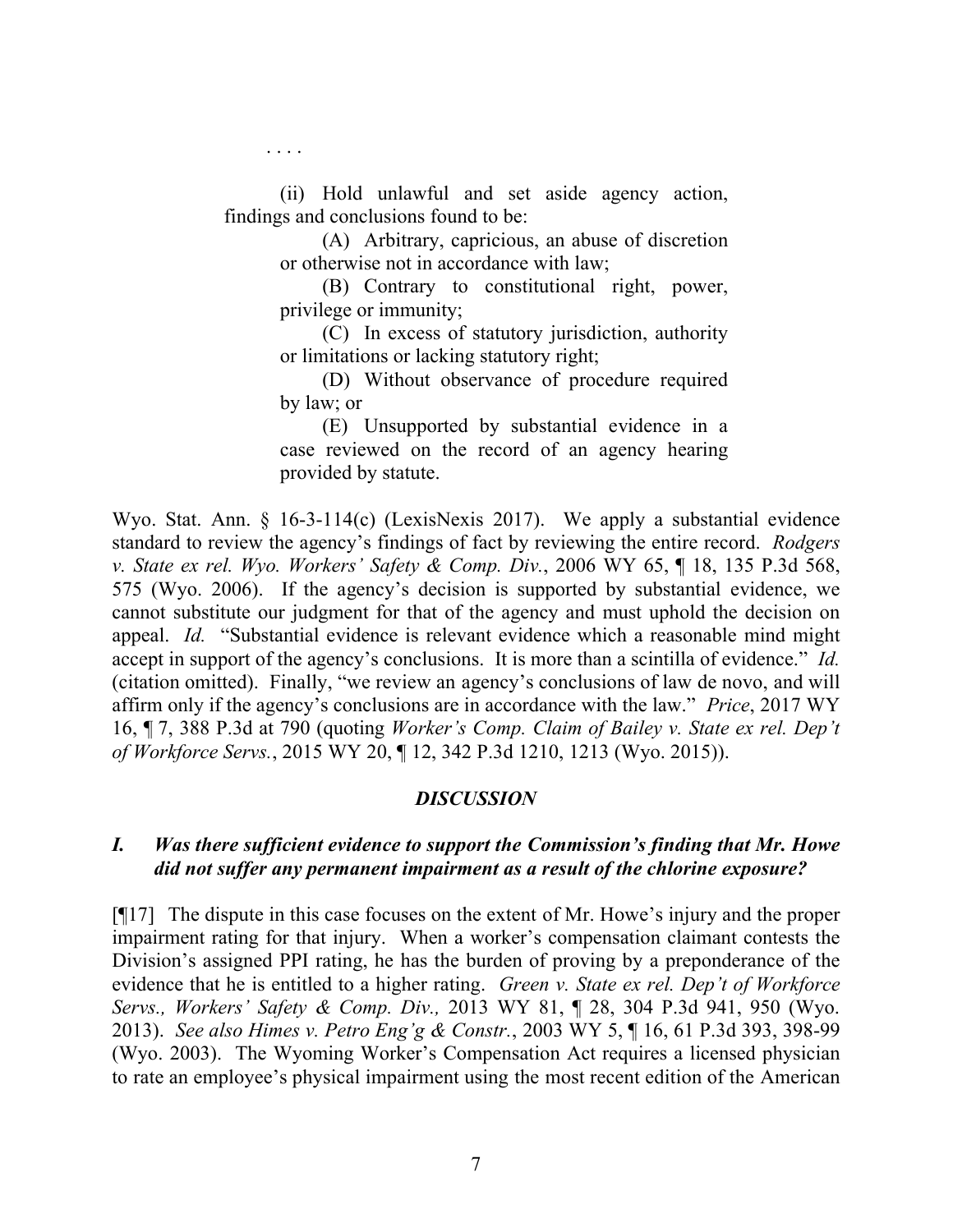. . . .

> (ii) Hold unlawful and set aside agency action, findings and conclusions found to be:
>
> > (A) Arbitrary, capricious, an abuse of discretion or otherwise not in accordance with law;
> >
> > (B) Contrary to constitutional right, power, privilege or immunity;
> >
> > (C) In excess of statutory jurisdiction, authority or limitations or lacking statutory right;
> >
> > (D) Without observance of procedure required by law; or
> >
> > (E) Unsupported by substantial evidence in a case reviewed on the record of an agency hearing provided by statute.

Wyo. Stat. Ann. § 16-3-114(c) (LexisNexis 2017). We apply a substantial evidence standard to review the agency's findings of fact by reviewing the entire record. *Rodgers v. State ex rel. Wyo. Workers' Safety & Comp. Div.*, 2006 WY 65, ¶ 18, 135 P.3d 568, 575 (Wyo. 2006). If the agency's decision is supported by substantial evidence, we cannot substitute our judgment for that of the agency and must uphold the decision on appeal. *Id.* "Substantial evidence is relevant evidence which a reasonable mind might accept in support of the agency's conclusions. It is more than a scintilla of evidence." *Id.* (citation omitted). Finally, "we review an agency's conclusions of law de novo, and will affirm only if the agency's conclusions are in accordance with the law." *Price*, 2017 WY 16, ¶ 7, 388 P.3d at 790 (quoting *Worker's Comp. Claim of Bailey v. State ex rel. Dep't of Workforce Servs.*, 2015 WY 20, ¶ 12, 342 P.3d 1210, 1213 (Wyo. 2015)).

## *DISCUSSION*

### *I. Was there sufficient evidence to support the Commission's finding that Mr. Howe did not suffer any permanent impairment as a result of the chlorine exposure?*

[¶17] The dispute in this case focuses on the extent of Mr. Howe's injury and the proper impairment rating for that injury. When a worker's compensation claimant contests the Division's assigned PPI rating, he has the burden of proving by a preponderance of the evidence that he is entitled to a higher rating. *Green v. State ex rel. Dep't of Workforce Servs., Workers' Safety & Comp. Div.,* 2013 WY 81, ¶ 28, 304 P.3d 941, 950 (Wyo. 2013). *See also Himes v. Petro Eng'g & Constr.*, 2003 WY 5, ¶ 16, 61 P.3d 393, 398-99 (Wyo. 2003). The Wyoming Worker's Compensation Act requires a licensed physician to rate an employee's physical impairment using the most recent edition of the American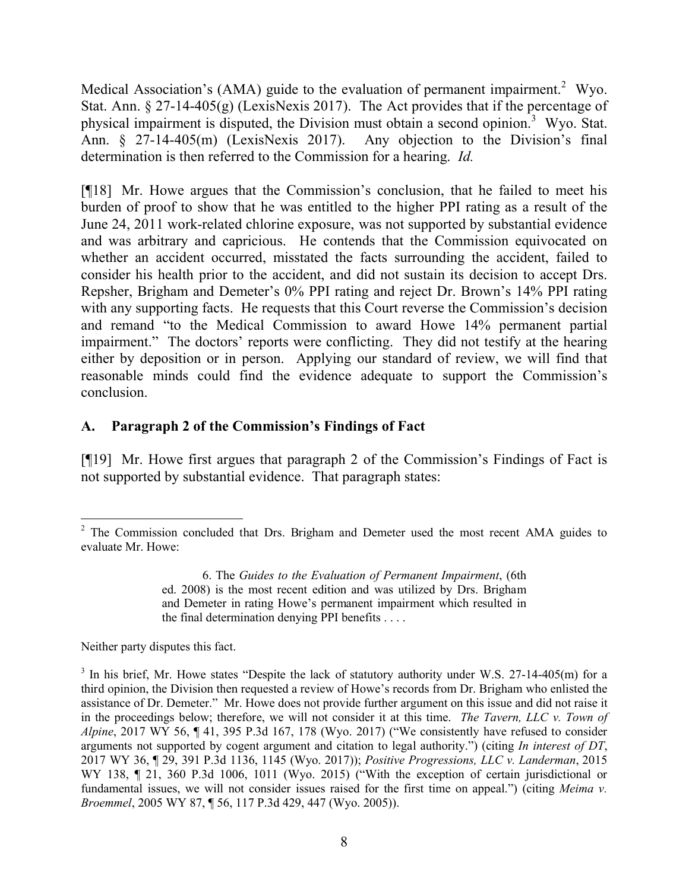Medical Association's (AMA) guide to the evaluation of permanent impairment.[2] Wyo. Stat. Ann. § 27-14-405(g) (LexisNexis 2017). The Act provides that if the percentage of physical impairment is disputed, the Division must obtain a second opinion.[3] Wyo. Stat. Ann. § 27-14-405(m) (LexisNexis 2017). Any objection to the Division's final determination is then referred to the Commission for a hearing. *Id.*

[¶18] Mr. Howe argues that the Commission's conclusion, that he failed to meet his burden of proof to show that he was entitled to the higher PPI rating as a result of the June 24, 2011 work-related chlorine exposure, was not supported by substantial evidence and was arbitrary and capricious. He contends that the Commission equivocated on whether an accident occurred, misstated the facts surrounding the accident, failed to consider his health prior to the accident, and did not sustain its decision to accept Drs. Repsher, Brigham and Demeter's 0% PPI rating and reject Dr. Brown's 14% PPI rating with any supporting facts. He requests that this Court reverse the Commission's decision and remand "to the Medical Commission to award Howe 14% permanent partial impairment." The doctors' reports were conflicting. They did not testify at the hearing either by deposition or in person. Applying our standard of review, we will find that reasonable minds could find the evidence adequate to support the Commission's conclusion.

## A. Paragraph 2 of the Commission's Findings of Fact

[¶19] Mr. Howe first argues that paragraph 2 of the Commission's Findings of Fact is not supported by substantial evidence. That paragraph states:

---

[2] The Commission concluded that Drs. Brigham and Demeter used the most recent AMA guides to evaluate Mr. Howe:

> 6. The *Guides to the Evaluation of Permanent Impairment*, (6th ed. 2008) is the most recent edition and was utilized by Drs. Brigham and Demeter in rating Howe's permanent impairment which resulted in the final determination denying PPI benefits . . . .

Neither party disputes this fact.

[3] In his brief, Mr. Howe states "Despite the lack of statutory authority under W.S. 27-14-405(m) for a third opinion, the Division then requested a review of Howe's records from Dr. Brigham who enlisted the assistance of Dr. Demeter." Mr. Howe does not provide further argument on this issue and did not raise it in the proceedings below; therefore, we will not consider it at this time. *The Tavern, LLC v. Town of Alpine*, 2017 WY 56, ¶ 41, 395 P.3d 167, 178 (Wyo. 2017) ("We consistently have refused to consider arguments not supported by cogent argument and citation to legal authority.") (citing *In interest of DT*, 2017 WY 36, ¶ 29, 391 P.3d 1136, 1145 (Wyo. 2017)); *Positive Progressions, LLC v. Landerman*, 2015 WY 138, ¶ 21, 360 P.3d 1006, 1011 (Wyo. 2015) ("With the exception of certain jurisdictional or fundamental issues, we will not consider issues raised for the first time on appeal.") (citing *Meima v. Broemmel*, 2005 WY 87, ¶ 56, 117 P.3d 429, 447 (Wyo. 2005)).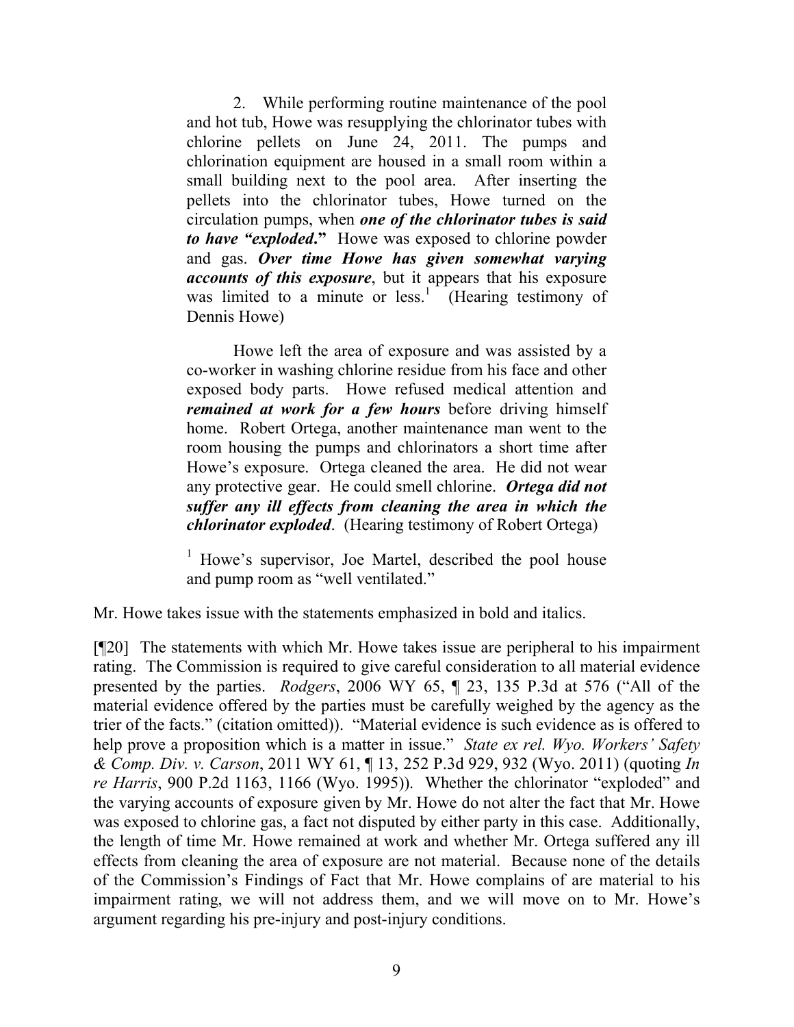> 2. While performing routine maintenance of the pool and hot tub, Howe was resupplying the chlorinator tubes with chlorine pellets on June 24, 2011. The pumps and chlorination equipment are housed in a small room within a small building next to the pool area. After inserting the pellets into the chlorinator tubes, Howe turned on the circulation pumps, when ***one of the chlorinator tubes is said to have "exploded."*** Howe was exposed to chlorine powder and gas. ***Over time Howe has given somewhat varying accounts of this exposure***, but it appears that his exposure was limited to a minute or less.[1] (Hearing testimony of Dennis Howe)
>
> Howe left the area of exposure and was assisted by a co-worker in washing chlorine residue from his face and other exposed body parts. Howe refused medical attention and ***remained at work for a few hours*** before driving himself home. Robert Ortega, another maintenance man went to the room housing the pumps and chlorinators a short time after Howe's exposure. Ortega cleaned the area. He did not wear any protective gear. He could smell chlorine. ***Ortega did not suffer any ill effects from cleaning the area in which the chlorinator exploded***. (Hearing testimony of Robert Ortega)
>
> [1] Howe's supervisor, Joe Martel, described the pool house and pump room as "well ventilated."

Mr. Howe takes issue with the statements emphasized in bold and italics.

[¶20] The statements with which Mr. Howe takes issue are peripheral to his impairment rating. The Commission is required to give careful consideration to all material evidence presented by the parties. *Rodgers*, 2006 WY 65, ¶ 23, 135 P.3d at 576 ("All of the material evidence offered by the parties must be carefully weighed by the agency as the trier of the facts." (citation omitted)). "Material evidence is such evidence as is offered to help prove a proposition which is a matter in issue." *State ex rel. Wyo. Workers' Safety & Comp. Div. v. Carson*, 2011 WY 61, ¶ 13, 252 P.3d 929, 932 (Wyo. 2011) (quoting *In re Harris*, 900 P.2d 1163, 1166 (Wyo. 1995)). Whether the chlorinator "exploded" and the varying accounts of exposure given by Mr. Howe do not alter the fact that Mr. Howe was exposed to chlorine gas, a fact not disputed by either party in this case. Additionally, the length of time Mr. Howe remained at work and whether Mr. Ortega suffered any ill effects from cleaning the area of exposure are not material. Because none of the details of the Commission's Findings of Fact that Mr. Howe complains of are material to his impairment rating, we will not address them, and we will move on to Mr. Howe's argument regarding his pre-injury and post-injury conditions.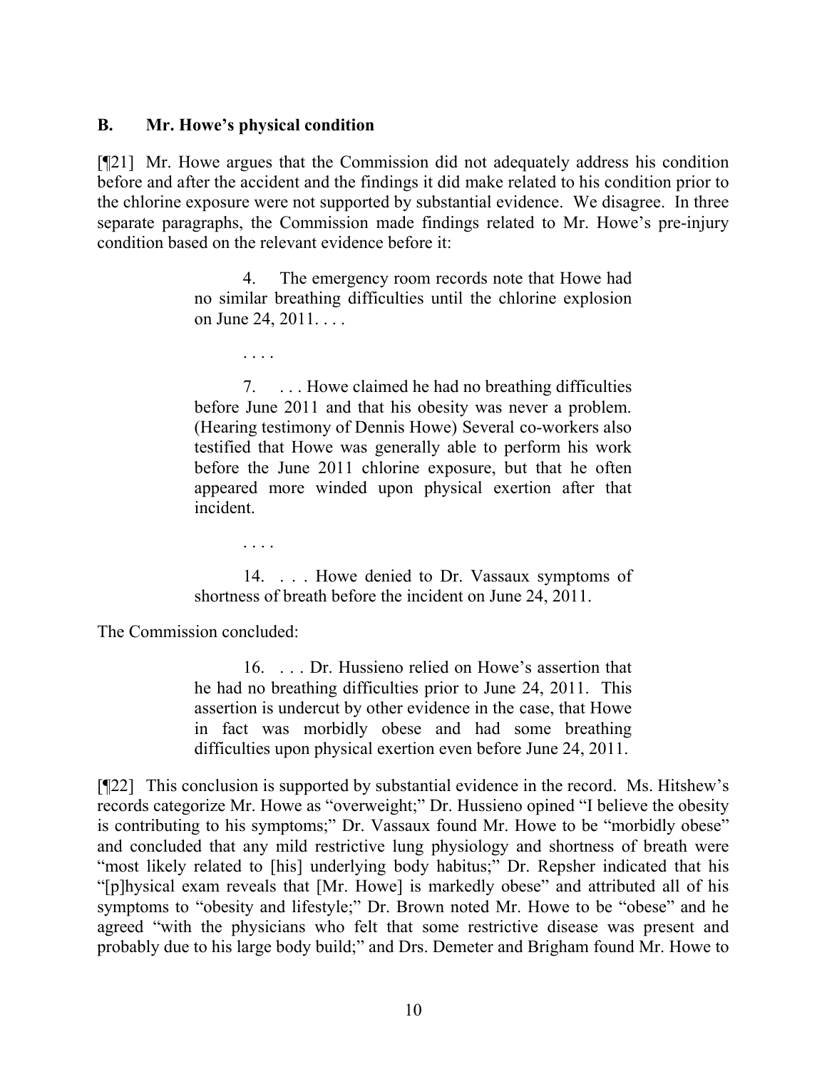### B. Mr. Howe's physical condition

[¶21] Mr. Howe argues that the Commission did not adequately address his condition before and after the accident and the findings it did make related to his condition prior to the chlorine exposure were not supported by substantial evidence. We disagree. In three separate paragraphs, the Commission made findings related to Mr. Howe's pre-injury condition based on the relevant evidence before it:

> 4. The emergency room records note that Howe had no similar breathing difficulties until the chlorine explosion on June 24, 2011. . . .
>
> . . . .
>
> 7. . . . Howe claimed he had no breathing difficulties before June 2011 and that his obesity was never a problem. (Hearing testimony of Dennis Howe) Several co-workers also testified that Howe was generally able to perform his work before the June 2011 chlorine exposure, but that he often appeared more winded upon physical exertion after that incident.
>
> . . . .
>
> 14. . . . Howe denied to Dr. Vassaux symptoms of shortness of breath before the incident on June 24, 2011.

The Commission concluded:

> 16. . . . Dr. Hussieno relied on Howe's assertion that he had no breathing difficulties prior to June 24, 2011. This assertion is undercut by other evidence in the case, that Howe in fact was morbidly obese and had some breathing difficulties upon physical exertion even before June 24, 2011.

[¶22] This conclusion is supported by substantial evidence in the record. Ms. Hitshew's records categorize Mr. Howe as "overweight;" Dr. Hussieno opined "I believe the obesity is contributing to his symptoms;" Dr. Vassaux found Mr. Howe to be "morbidly obese" and concluded that any mild restrictive lung physiology and shortness of breath were "most likely related to [his] underlying body habitus;" Dr. Repsher indicated that his "[p]hysical exam reveals that [Mr. Howe] is markedly obese" and attributed all of his symptoms to "obesity and lifestyle;" Dr. Brown noted Mr. Howe to be "obese" and he agreed "with the physicians who felt that some restrictive disease was present and probably due to his large body build;" and Drs. Demeter and Brigham found Mr. Howe to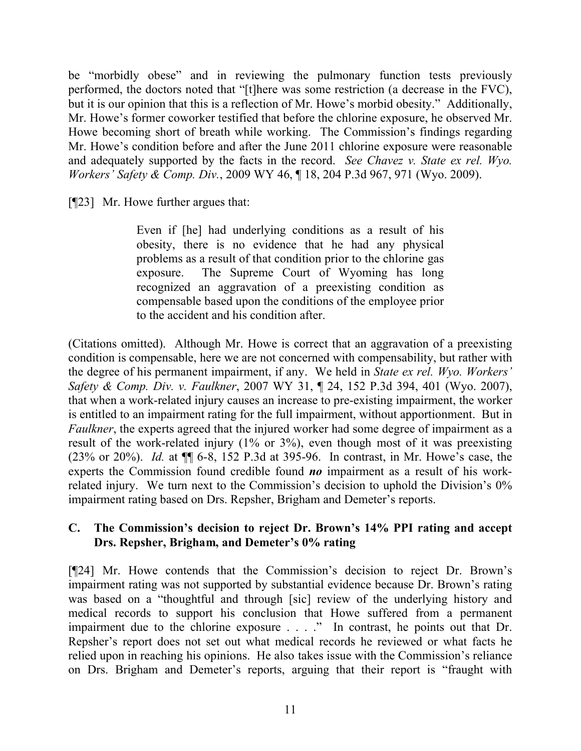be "morbidly obese" and in reviewing the pulmonary function tests previously performed, the doctors noted that "[t]here was some restriction (a decrease in the FVC), but it is our opinion that this is a reflection of Mr. Howe's morbid obesity." Additionally, Mr. Howe's former coworker testified that before the chlorine exposure, he observed Mr. Howe becoming short of breath while working. The Commission's findings regarding Mr. Howe's condition before and after the June 2011 chlorine exposure were reasonable and adequately supported by the facts in the record. *See Chavez v. State ex rel. Wyo. Workers' Safety & Comp. Div.*, 2009 WY 46, ¶ 18, 204 P.3d 967, 971 (Wyo. 2009).

[¶23] Mr. Howe further argues that:

> Even if [he] had underlying conditions as a result of his obesity, there is no evidence that he had any physical problems as a result of that condition prior to the chlorine gas exposure. The Supreme Court of Wyoming has long recognized an aggravation of a preexisting condition as compensable based upon the conditions of the employee prior to the accident and his condition after.

(Citations omitted). Although Mr. Howe is correct that an aggravation of a preexisting condition is compensable, here we are not concerned with compensability, but rather with the degree of his permanent impairment, if any. We held in *State ex rel. Wyo. Workers' Safety & Comp. Div. v. Faulkner*, 2007 WY 31, ¶ 24, 152 P.3d 394, 401 (Wyo. 2007), that when a work-related injury causes an increase to pre-existing impairment, the worker is entitled to an impairment rating for the full impairment, without apportionment. But in *Faulkner*, the experts agreed that the injured worker had some degree of impairment as a result of the work-related injury (1% or 3%), even though most of it was preexisting (23% or 20%). *Id.* at ¶¶ 6-8, 152 P.3d at 395-96. In contrast, in Mr. Howe's case, the experts the Commission found credible found ***no*** impairment as a result of his work-related injury. We turn next to the Commission's decision to uphold the Division's 0% impairment rating based on Drs. Repsher, Brigham and Demeter's reports.

### C. The Commission's decision to reject Dr. Brown's 14% PPI rating and accept Drs. Repsher, Brigham, and Demeter's 0% rating

[¶24] Mr. Howe contends that the Commission's decision to reject Dr. Brown's impairment rating was not supported by substantial evidence because Dr. Brown's rating was based on a "thoughtful and through [sic] review of the underlying history and medical records to support his conclusion that Howe suffered from a permanent impairment due to the chlorine exposure . . . ." In contrast, he points out that Dr. Repsher's report does not set out what medical records he reviewed or what facts he relied upon in reaching his opinions. He also takes issue with the Commission's reliance on Drs. Brigham and Demeter's reports, arguing that their report is "fraught with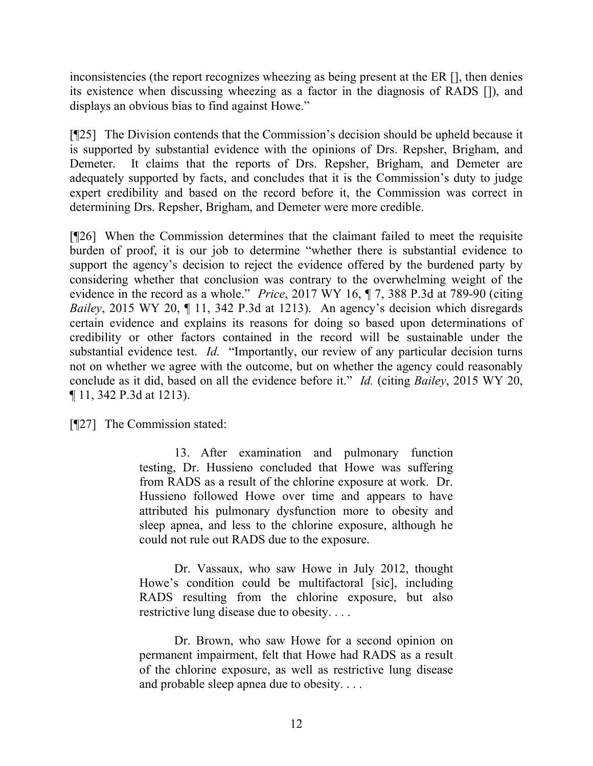inconsistencies (the report recognizes wheezing as being present at the ER [], then denies its existence when discussing wheezing as a factor in the diagnosis of RADS []), and displays an obvious bias to find against Howe."

[¶25] The Division contends that the Commission's decision should be upheld because it is supported by substantial evidence with the opinions of Drs. Repsher, Brigham, and Demeter. It claims that the reports of Drs. Repsher, Brigham, and Demeter are adequately supported by facts, and concludes that it is the Commission's duty to judge expert credibility and based on the record before it, the Commission was correct in determining Drs. Repsher, Brigham, and Demeter were more credible.

[¶26] When the Commission determines that the claimant failed to meet the requisite burden of proof, it is our job to determine "whether there is substantial evidence to support the agency's decision to reject the evidence offered by the burdened party by considering whether that conclusion was contrary to the overwhelming weight of the evidence in the record as a whole." *Price*, 2017 WY 16, ¶ 7, 388 P.3d at 789-90 (citing *Bailey*, 2015 WY 20, ¶ 11, 342 P.3d at 1213). An agency's decision which disregards certain evidence and explains its reasons for doing so based upon determinations of credibility or other factors contained in the record will be sustainable under the substantial evidence test. *Id.* "Importantly, our review of any particular decision turns not on whether we agree with the outcome, but on whether the agency could reasonably conclude as it did, based on all the evidence before it." *Id.* (citing *Bailey*, 2015 WY 20, ¶ 11, 342 P.3d at 1213).

[¶27] The Commission stated:

> 13. After examination and pulmonary function testing, Dr. Hussieno concluded that Howe was suffering from RADS as a result of the chlorine exposure at work. Dr. Hussieno followed Howe over time and appears to have attributed his pulmonary dysfunction more to obesity and sleep apnea, and less to the chlorine exposure, although he could not rule out RADS due to the exposure.
>
> Dr. Vassaux, who saw Howe in July 2012, thought Howe's condition could be multifactoral [sic], including RADS resulting from the chlorine exposure, but also restrictive lung disease due to obesity. . . .
>
> Dr. Brown, who saw Howe for a second opinion on permanent impairment, felt that Howe had RADS as a result of the chlorine exposure, as well as restrictive lung disease and probable sleep apnea due to obesity. . . .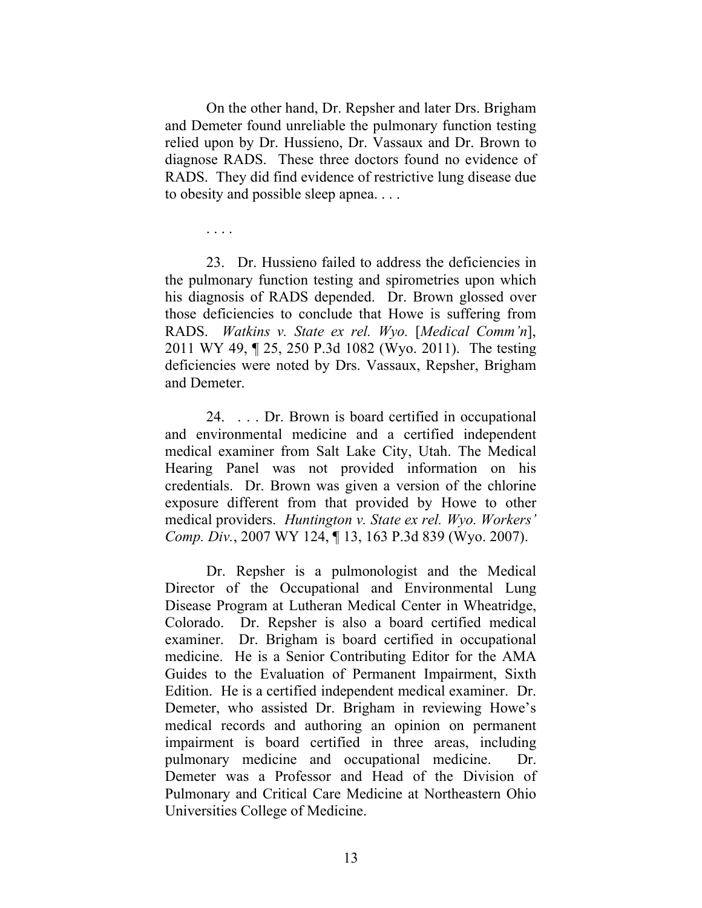On the other hand, Dr. Repsher and later Drs. Brigham and Demeter found unreliable the pulmonary function testing relied upon by Dr. Hussieno, Dr. Vassaux and Dr. Brown to diagnose RADS. These three doctors found no evidence of RADS. They did find evidence of restrictive lung disease due to obesity and possible sleep apnea. . . .

. . . .

23. Dr. Hussieno failed to address the deficiencies in the pulmonary function testing and spirometries upon which his diagnosis of RADS depended. Dr. Brown glossed over those deficiencies to conclude that Howe is suffering from RADS. *Watkins v. State ex rel. Wyo.* [*Medical Comm'n*], 2011 WY 49, ¶ 25, 250 P.3d 1082 (Wyo. 2011). The testing deficiencies were noted by Drs. Vassaux, Repsher, Brigham and Demeter.

24. . . . Dr. Brown is board certified in occupational and environmental medicine and a certified independent medical examiner from Salt Lake City, Utah. The Medical Hearing Panel was not provided information on his credentials. Dr. Brown was given a version of the chlorine exposure different from that provided by Howe to other medical providers. *Huntington v. State ex rel. Wyo. Workers' Comp. Div.*, 2007 WY 124, ¶ 13, 163 P.3d 839 (Wyo. 2007).

Dr. Repsher is a pulmonologist and the Medical Director of the Occupational and Environmental Lung Disease Program at Lutheran Medical Center in Wheatridge, Colorado. Dr. Repsher is also a board certified medical examiner. Dr. Brigham is board certified in occupational medicine. He is a Senior Contributing Editor for the AMA Guides to the Evaluation of Permanent Impairment, Sixth Edition. He is a certified independent medical examiner. Dr. Demeter, who assisted Dr. Brigham in reviewing Howe's medical records and authoring an opinion on permanent impairment is board certified in three areas, including pulmonary medicine and occupational medicine. Dr. Demeter was a Professor and Head of the Division of Pulmonary and Critical Care Medicine at Northeastern Ohio Universities College of Medicine.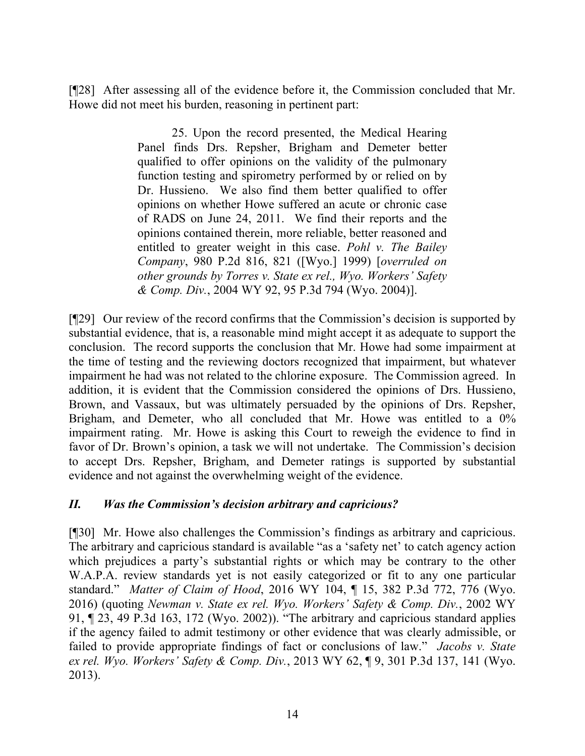[¶28] After assessing all of the evidence before it, the Commission concluded that Mr. Howe did not meet his burden, reasoning in pertinent part:

> 25. Upon the record presented, the Medical Hearing Panel finds Drs. Repsher, Brigham and Demeter better qualified to offer opinions on the validity of the pulmonary function testing and spirometry performed by or relied on by Dr. Hussieno. We also find them better qualified to offer opinions on whether Howe suffered an acute or chronic case of RADS on June 24, 2011. We find their reports and the opinions contained therein, more reliable, better reasoned and entitled to greater weight in this case. *Pohl v. The Bailey Company*, 980 P.2d 816, 821 ([Wyo.] 1999) [*overruled on other grounds by Torres v. State ex rel., Wyo. Workers' Safety & Comp. Div.*, 2004 WY 92, 95 P.3d 794 (Wyo. 2004)].

[¶29] Our review of the record confirms that the Commission's decision is supported by substantial evidence, that is, a reasonable mind might accept it as adequate to support the conclusion. The record supports the conclusion that Mr. Howe had some impairment at the time of testing and the reviewing doctors recognized that impairment, but whatever impairment he had was not related to the chlorine exposure. The Commission agreed. In addition, it is evident that the Commission considered the opinions of Drs. Hussieno, Brown, and Vassaux, but was ultimately persuaded by the opinions of Drs. Repsher, Brigham, and Demeter, who all concluded that Mr. Howe was entitled to a 0% impairment rating. Mr. Howe is asking this Court to reweigh the evidence to find in favor of Dr. Brown's opinion, a task we will not undertake. The Commission's decision to accept Drs. Repsher, Brigham, and Demeter ratings is supported by substantial evidence and not against the overwhelming weight of the evidence.

### *II. Was the Commission's decision arbitrary and capricious?*

[¶30] Mr. Howe also challenges the Commission's findings as arbitrary and capricious. The arbitrary and capricious standard is available "as a 'safety net' to catch agency action which prejudices a party's substantial rights or which may be contrary to the other W.A.P.A. review standards yet is not easily categorized or fit to any one particular standard." *Matter of Claim of Hood*, 2016 WY 104, ¶ 15, 382 P.3d 772, 776 (Wyo. 2016) (quoting *Newman v. State ex rel. Wyo. Workers' Safety & Comp. Div.*, 2002 WY 91, ¶ 23, 49 P.3d 163, 172 (Wyo. 2002)). "The arbitrary and capricious standard applies if the agency failed to admit testimony or other evidence that was clearly admissible, or failed to provide appropriate findings of fact or conclusions of law." *Jacobs v. State ex rel. Wyo. Workers' Safety & Comp. Div.*, 2013 WY 62, ¶ 9, 301 P.3d 137, 141 (Wyo. 2013).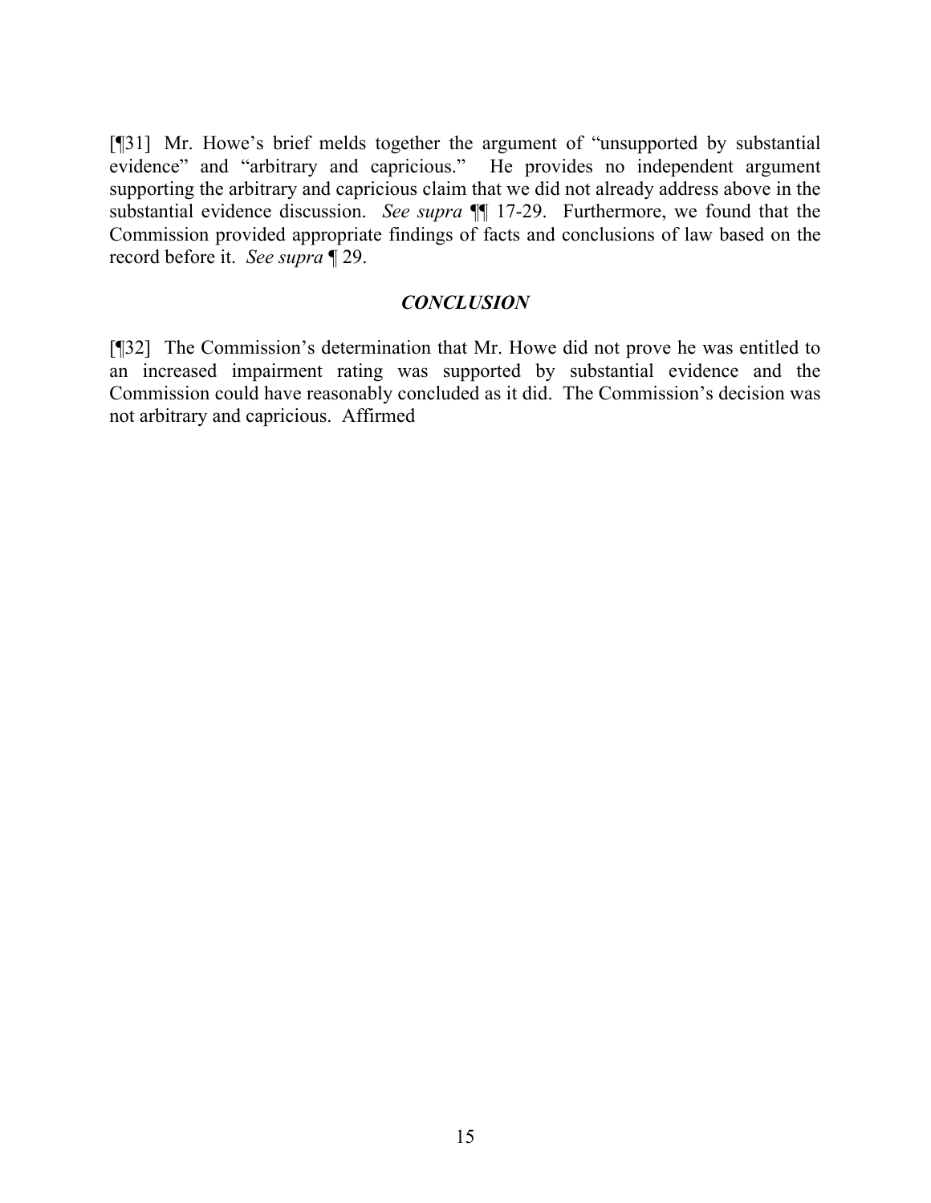[¶31] Mr. Howe's brief melds together the argument of "unsupported by substantial evidence" and "arbitrary and capricious." He provides no independent argument supporting the arbitrary and capricious claim that we did not already address above in the substantial evidence discussion. *See supra* ¶¶ 17-29. Furthermore, we found that the Commission provided appropriate findings of facts and conclusions of law based on the record before it. *See supra* ¶ 29.

### *CONCLUSION*

[¶32] The Commission's determination that Mr. Howe did not prove he was entitled to an increased impairment rating was supported by substantial evidence and the Commission could have reasonably concluded as it did. The Commission's decision was not arbitrary and capricious. Affirmed